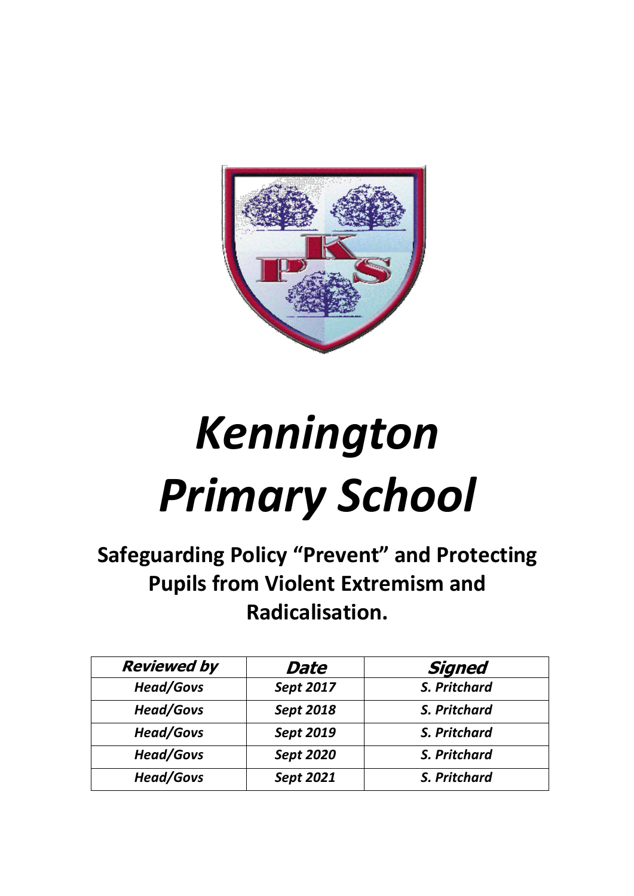# *Kennington Primary School*

## Safeguarding Policy "Prevent" and Protecting Pupils from Violent Extremism and Radicalisation.

| ***Reviewed by*** | ***Date*** | ***Signed*** |
|---|---|---|
| ***Head/Govs*** | ***Sept 2017*** | ***S. Pritchard*** |
| ***Head/Govs*** | ***Sept 2018*** | ***S. Pritchard*** |
| ***Head/Govs*** | ***Sept 2019*** | ***S. Pritchard*** |
| ***Head/Govs*** | ***Sept 2020*** | ***S. Pritchard*** |
| ***Head/Govs*** | ***Sept 2021*** | ***S. Pritchard*** |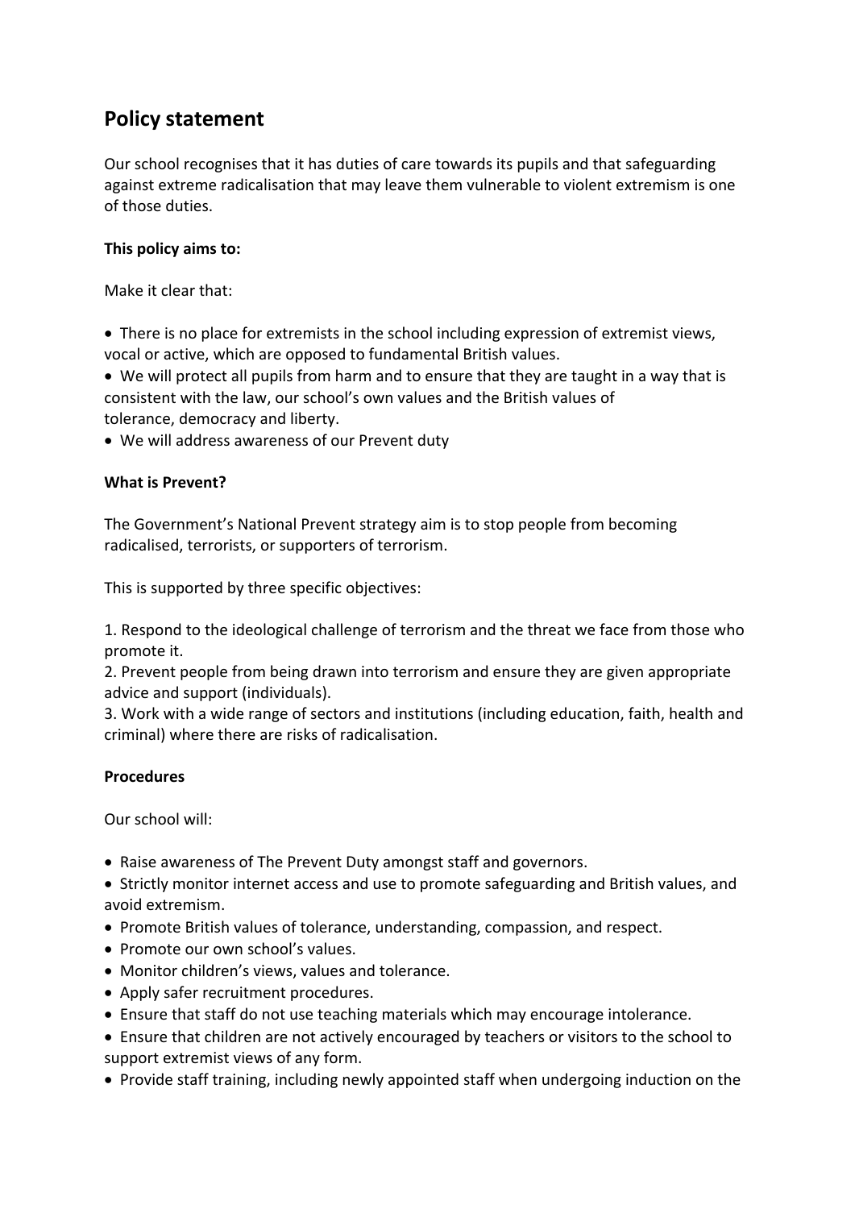## Policy statement

Our school recognises that it has duties of care towards its pupils and that safeguarding against extreme radicalisation that may leave them vulnerable to violent extremism is one of those duties.

**This policy aims to:**

Make it clear that:

- There is no place for extremists in the school including expression of extremist views, vocal or active, which are opposed to fundamental British values.
- We will protect all pupils from harm and to ensure that they are taught in a way that is consistent with the law, our school's own values and the British values of tolerance, democracy and liberty.
- We will address awareness of our Prevent duty

**What is Prevent?**

The Government's National Prevent strategy aim is to stop people from becoming radicalised, terrorists, or supporters of terrorism.

This is supported by three specific objectives:

1. Respond to the ideological challenge of terrorism and the threat we face from those who promote it.
2. Prevent people from being drawn into terrorism and ensure they are given appropriate advice and support (individuals).
3. Work with a wide range of sectors and institutions (including education, faith, health and criminal) where there are risks of radicalisation.

**Procedures**

Our school will:

- Raise awareness of The Prevent Duty amongst staff and governors.
- Strictly monitor internet access and use to promote safeguarding and British values, and avoid extremism.
- Promote British values of tolerance, understanding, compassion, and respect.
- Promote our own school's values.
- Monitor children's views, values and tolerance.
- Apply safer recruitment procedures.
- Ensure that staff do not use teaching materials which may encourage intolerance.
- Ensure that children are not actively encouraged by teachers or visitors to the school to support extremist views of any form.
- Provide staff training, including newly appointed staff when undergoing induction on the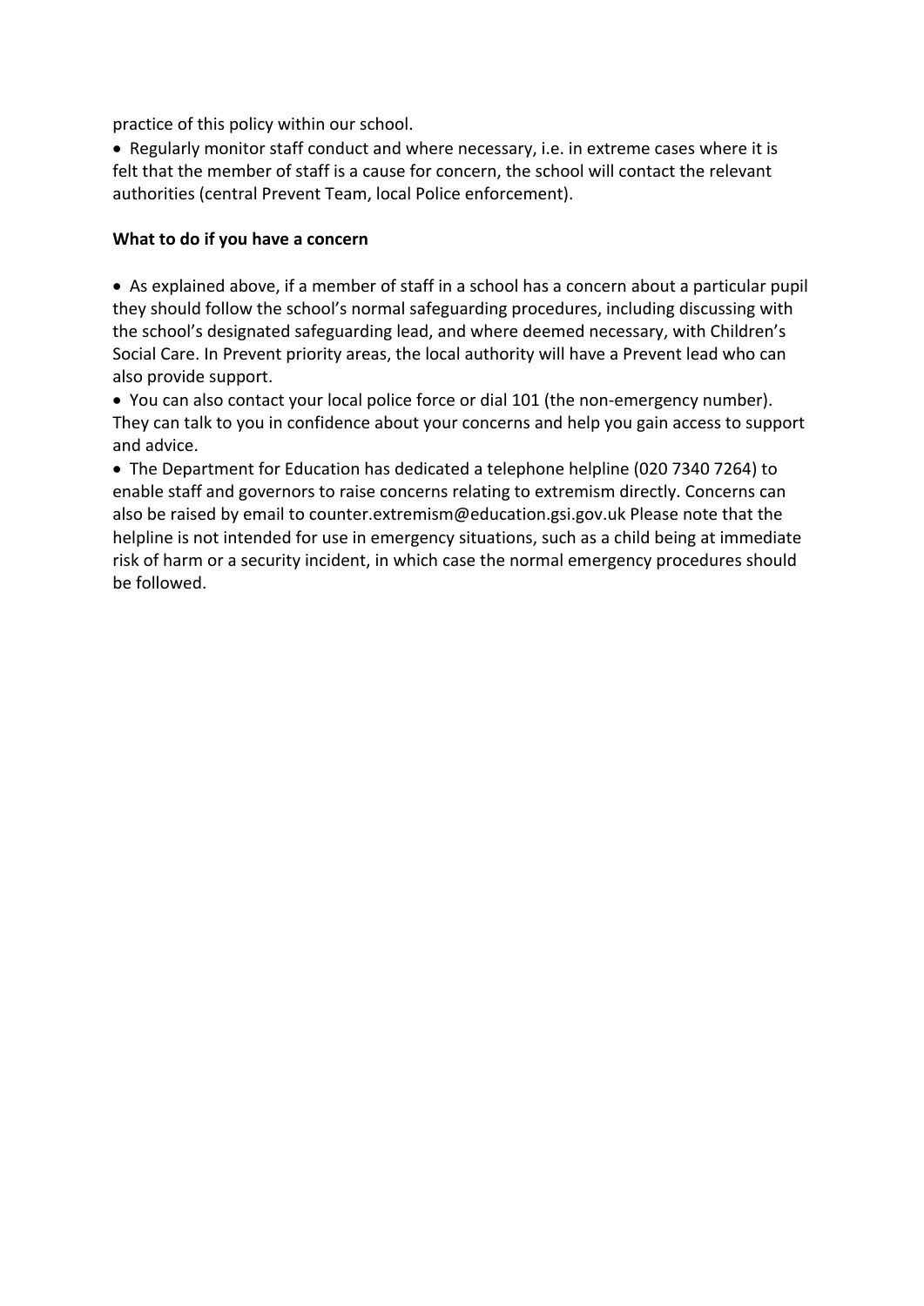practice of this policy within our school.

- Regularly monitor staff conduct and where necessary, i.e. in extreme cases where it is felt that the member of staff is a cause for concern, the school will contact the relevant authorities (central Prevent Team, local Police enforcement).

**What to do if you have a concern**

- As explained above, if a member of staff in a school has a concern about a particular pupil they should follow the school's normal safeguarding procedures, including discussing with the school's designated safeguarding lead, and where deemed necessary, with Children's Social Care. In Prevent priority areas, the local authority will have a Prevent lead who can also provide support.
- You can also contact your local police force or dial 101 (the non-emergency number). They can talk to you in confidence about your concerns and help you gain access to support and advice.
- The Department for Education has dedicated a telephone helpline (020 7340 7264) to enable staff and governors to raise concerns relating to extremism directly. Concerns can also be raised by email to counter.extremism@education.gsi.gov.uk Please note that the helpline is not intended for use in emergency situations, such as a child being at immediate risk of harm or a security incident, in which case the normal emergency procedures should be followed.